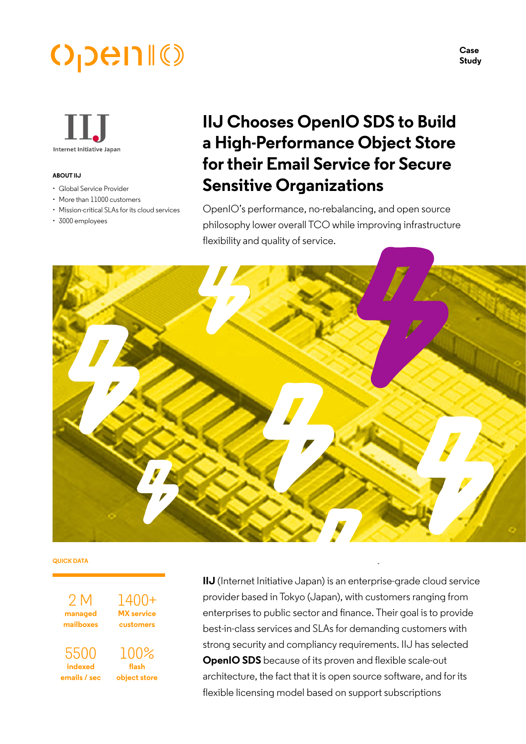Case Study

# IIJ Chooses OpenIO SDS to Build a High-Performance Object Store for their Email Service for Secure Sensitive Organizations

OpenIO's performance, no-rebalancing, and open source philosophy lower overall TCO while improving infrastructure flexibility and quality of service.

**ABOUT IIJ**

- Global Service Provider
- More than 11000 customers
- Mission-critical SLAs for its cloud services
- 3000 employees

**QUICK DATA**

| | |
|---|---|
| 2 M **managed mailboxes** | 1400+ **MX service customers** |
| 5500 **indexed emails / sec** | 100% **flash object store** |

**IIJ** (Internet Initiative Japan) is an enterprise-grade cloud service provider based in Tokyo (Japan), with customers ranging from enterprises to public sector and finance. Their goal is to provide best-in-class services and SLAs for demanding customers with strong security and compliancy requirements. IIJ has selected **OpenIO SDS** because of its proven and flexible scale-out architecture, the fact that it is open source software, and for its flexible licensing model based on support subscriptions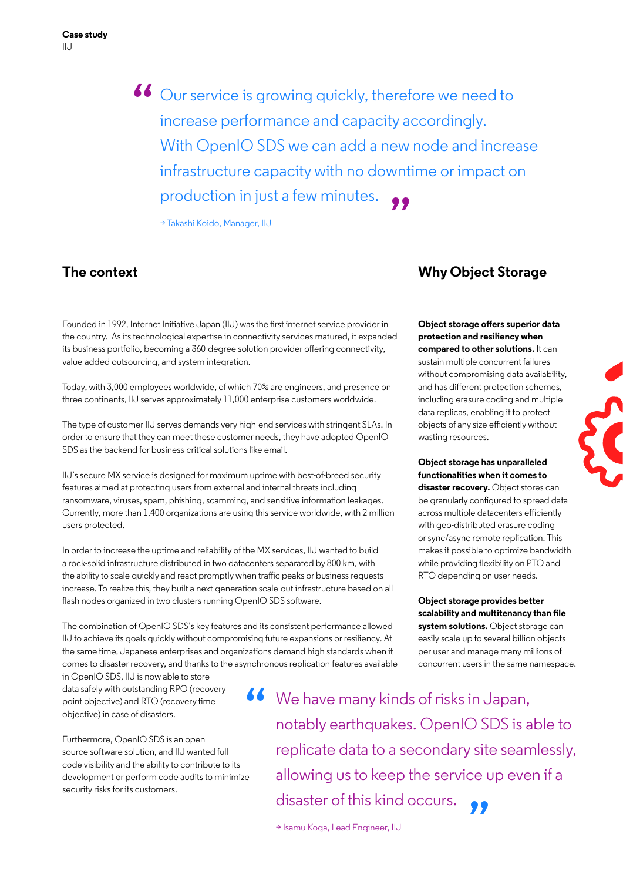> Our service is growing quickly, therefore we need to increase performance and capacity accordingly. With OpenIO SDS we can add a new node and increase infrastructure capacity with no downtime or impact on production in just a few minutes.
>
> → Takashi Koido, Manager, IIJ

## The context

Founded in 1992, Internet Initiative Japan (IIJ) was the first internet service provider in the country. As its technological expertise in connectivity services matured, it expanded its business portfolio, becoming a 360-degree solution provider offering connectivity, value-added outsourcing, and system integration.

Today, with 3,000 employees worldwide, of which 70% are engineers, and presence on three continents, IIJ serves approximately 11,000 enterprise customers worldwide.

The type of customer IIJ serves demands very high-end services with stringent SLAs. In order to ensure that they can meet these customer needs, they have adopted OpenIO SDS as the backend for business-critical solutions like email.

IIJ's secure MX service is designed for maximum uptime with best-of-breed security features aimed at protecting users from external and internal threats including ransomware, viruses, spam, phishing, scamming, and sensitive information leakages. Currently, more than 1,400 organizations are using this service worldwide, with 2 million users protected.

In order to increase the uptime and reliability of the MX services, IIJ wanted to build a rock-solid infrastructure distributed in two datacenters separated by 800 km, with the ability to scale quickly and react promptly when traffic peaks or business requests increase. To realize this, they built a next-generation scale-out infrastructure based on all-flash nodes organized in two clusters running OpenIO SDS software.

The combination of OpenIO SDS's key features and its consistent performance allowed IIJ to achieve its goals quickly without compromising future expansions or resiliency. At the same time, Japanese enterprises and organizations demand high standards when it comes to disaster recovery, and thanks to the asynchronous replication features available in OpenIO SDS, IIJ is now able to store data safely with outstanding RPO (recovery point objective) and RTO (recovery time objective) in case of disasters.

Furthermore, OpenIO SDS is an open source software solution, and IIJ wanted full code visibility and the ability to contribute to its development or perform code audits to minimize security risks for its customers.

> We have many kinds of risks in Japan, notably earthquakes. OpenIO SDS is able to replicate data to a secondary site seamlessly, allowing us to keep the service up even if a disaster of this kind occurs.
>
> → Isamu Koga, Lead Engineer, IIJ

## Why Object Storage

**Object storage offers superior data protection and resiliency when compared to other solutions.** It can sustain multiple concurrent failures without compromising data availability, and has different protection schemes, including erasure coding and multiple data replicas, enabling it to protect objects of any size efficiently without wasting resources.

**Object storage has unparalleled functionalities when it comes to disaster recovery.** Object stores can be granularly configured to spread data across multiple datacenters efficiently with geo-distributed erasure coding or sync/async remote replication. This makes it possible to optimize bandwidth while providing flexibility on PTO and RTO depending on user needs.

**Object storage provides better scalability and multitenancy than file system solutions.** Object storage can easily scale up to several billion objects per user and manage many millions of concurrent users in the same namespace.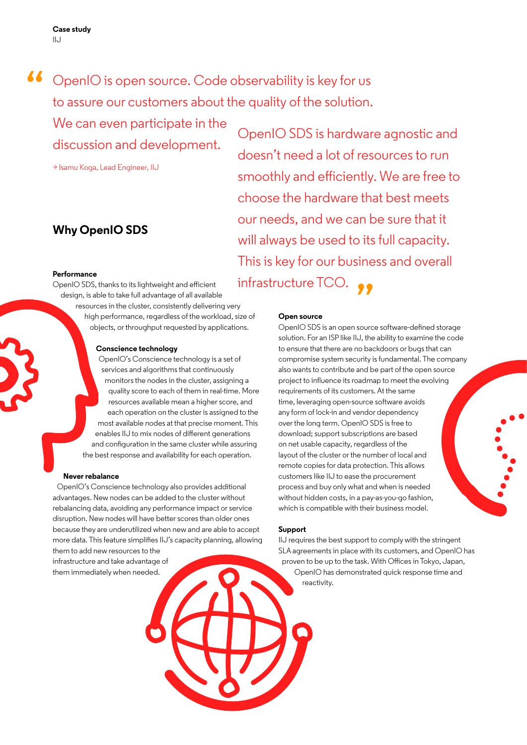> OpenIO is open source. Code observability is key for us to assure our customers about the quality of the solution. We can even participate in the discussion and development.
>
> → Isamu Koga, Lead Engineer, IIJ

## Why OpenIO SDS

**Performance**
OpenIO SDS, thanks to its lightweight and efficient design, is able to take full advantage of all available resources in the cluster, consistently delivering very high performance, regardless of the workload, size of objects, or throughput requested by applications.

**Conscience technology**
OpenIO's Conscience technology is a set of services and algorithms that continuously monitors the nodes in the cluster, assigning a quality score to each of them in real-time. More resources available mean a higher score, and each operation on the cluster is assigned to the most available nodes at that precise moment. This enables IIJ to mix nodes of different generations and configuration in the same cluster while assuring the best response and availability for each operation.

**Never rebalance**
OpenIO's Conscience technology also provides additional advantages. New nodes can be added to the cluster without rebalancing data, avoiding any performance impact or service disruption. New nodes will have better scores than older ones because they are underutilized when new and are able to accept more data. This feature simplifies IIJ's capacity planning, allowing them to add new resources to the infrastructure and take advantage of them immediately when needed.

> OpenIO SDS is hardware agnostic and doesn't need a lot of resources to run smoothly and efficiently. We are free to choose the hardware that best meets our needs, and we can be sure that it will always be used to its full capacity. This is key for our business and overall infrastructure TCO.

**Open source**
OpenIO SDS is an open source software-defined storage solution. For an ISP like IIJ, the ability to examine the code to ensure that there are no backdoors or bugs that can compromise system security is fundamental. The company also wants to contribute and be part of the open source project to influence its roadmap to meet the evolving requirements of its customers. At the same time, leveraging open-source software avoids any form of lock-in and vendor dependency over the long term. OpenIO SDS is free to download; support subscriptions are based on net usable capacity, regardless of the layout of the cluster or the number of local and remote copies for data protection. This allows customers like IIJ to ease the procurement process and buy only what and when is needed without hidden costs, in a pay-as-you-go fashion, which is compatible with their business model.

**Support**
IIJ requires the best support to comply with the stringent SLA agreements in place with its customers, and OpenIO has proven to be up to the task. With Offices in Tokyo, Japan, OpenIO has demonstrated quick response time and reactivity.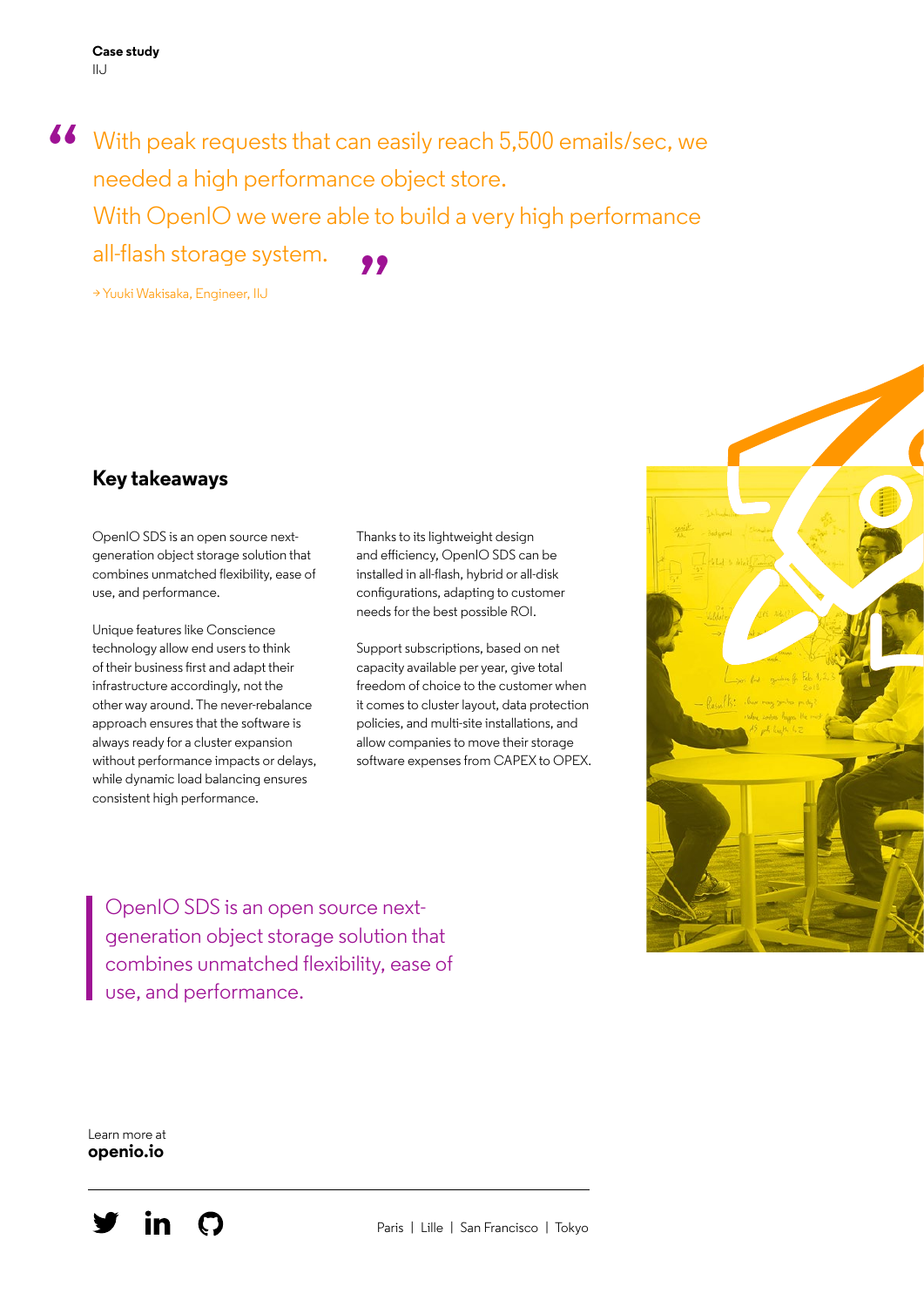Case study
IIJ

> “With peak requests that can easily reach 5,500 emails/sec, we needed a high performance object store. With OpenIO we were able to build a very high performance all-flash storage system.”
>
> → Yuuki Wakisaka, Engineer, IIJ

## Key takeaways

OpenIO SDS is an open source next-generation object storage solution that combines unmatched flexibility, ease of use, and performance.

Unique features like Conscience technology allow end users to think of their business first and adapt their infrastructure accordingly, not the other way around. The never-rebalance approach ensures that the software is always ready for a cluster expansion without performance impacts or delays, while dynamic load balancing ensures consistent high performance.

Thanks to its lightweight design and efficiency, OpenIO SDS can be installed in all-flash, hybrid or all-disk configurations, adapting to customer needs for the best possible ROI.

Support subscriptions, based on net capacity available per year, give total freedom of choice to the customer when it comes to cluster layout, data protection policies, and multi-site installations, and allow companies to move their storage software expenses from CAPEX to OPEX.

> OpenIO SDS is an open source next-generation object storage solution that combines unmatched flexibility, ease of use, and performance.

Learn more at
**openio.io**

Paris | Lille | San Francisco | Tokyo